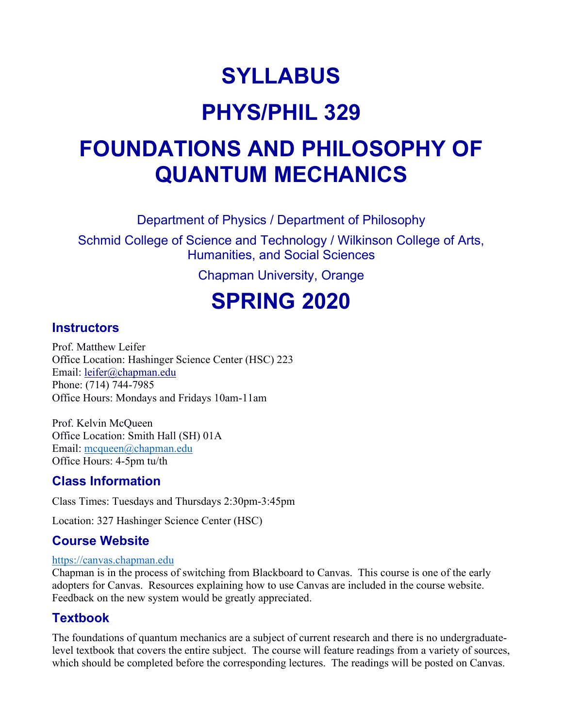# SYLLABUS

# PHYS/PHIL 329

# FOUNDATIONS AND PHILOSOPHY OF QUANTUM MECHANICS

Department of Physics / Department of Philosophy

Schmid College of Science and Technology / Wilkinson College of Arts, Humanities, and Social Sciences

Chapman University, Orange

# SPRING 2020

## Instructors

Prof. Matthew Leifer
Office Location: Hashinger Science Center (HSC) 223
Email: leifer@chapman.edu
Phone: (714) 744-7985
Office Hours: Mondays and Fridays 10am-11am

Prof. Kelvin McQueen
Office Location: Smith Hall (SH) 01A
Email: mcqueen@chapman.edu
Office Hours: 4-5pm tu/th

## Class Information

Class Times: Tuesdays and Thursdays 2:30pm-3:45pm

Location: 327 Hashinger Science Center (HSC)

## Course Website

https://canvas.chapman.edu
Chapman is in the process of switching from Blackboard to Canvas. This course is one of the early adopters for Canvas. Resources explaining how to use Canvas are included in the course website. Feedback on the new system would be greatly appreciated.

## Textbook

The foundations of quantum mechanics are a subject of current research and there is no undergraduate-level textbook that covers the entire subject. The course will feature readings from a variety of sources, which should be completed before the corresponding lectures. The readings will be posted on Canvas.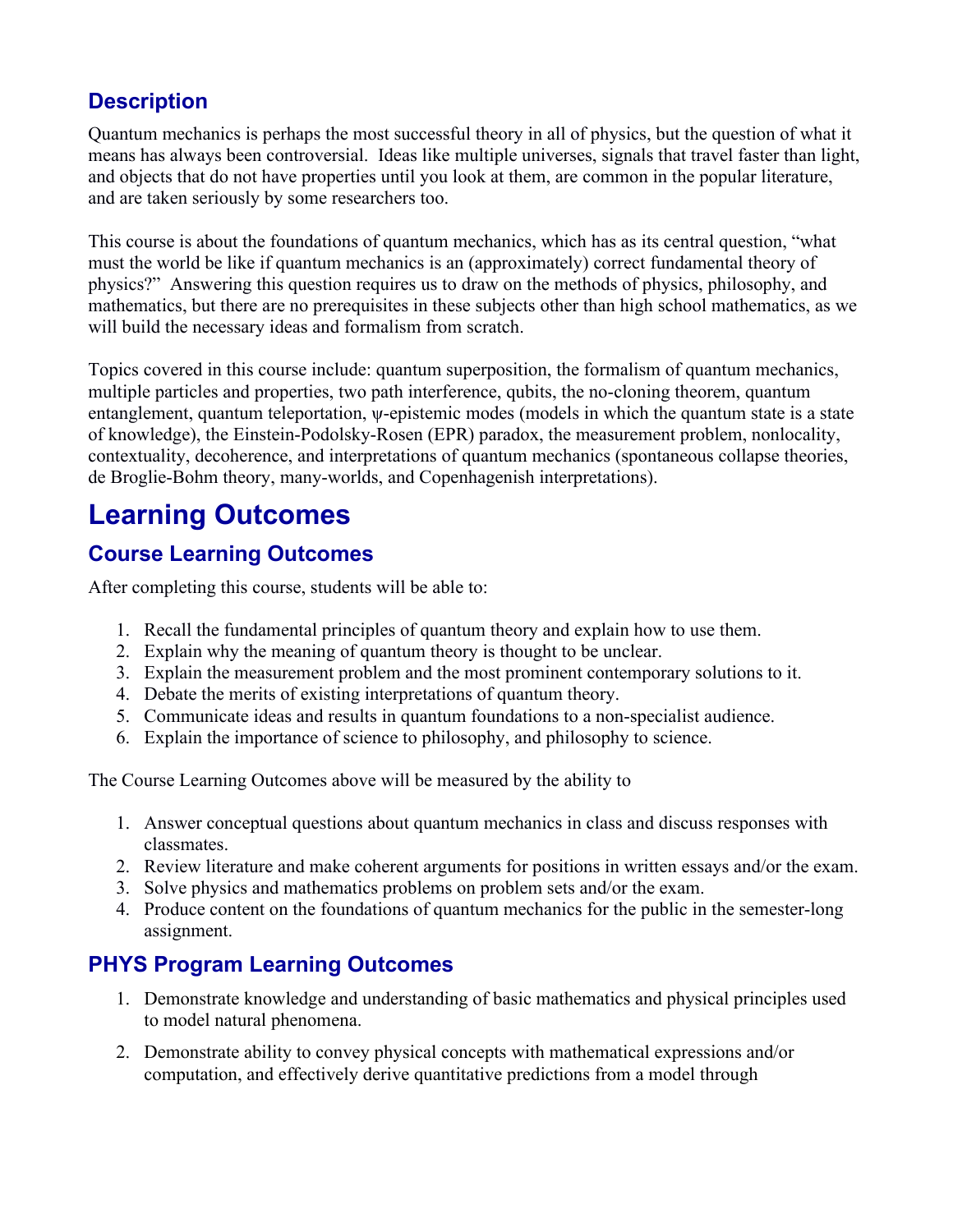### Description

Quantum mechanics is perhaps the most successful theory in all of physics, but the question of what it means has always been controversial. Ideas like multiple universes, signals that travel faster than light, and objects that do not have properties until you look at them, are common in the popular literature, and are taken seriously by some researchers too.

This course is about the foundations of quantum mechanics, which has as its central question, "what must the world be like if quantum mechanics is an (approximately) correct fundamental theory of physics?" Answering this question requires us to draw on the methods of physics, philosophy, and mathematics, but there are no prerequisites in these subjects other than high school mathematics, as we will build the necessary ideas and formalism from scratch.

Topics covered in this course include: quantum superposition, the formalism of quantum mechanics, multiple particles and properties, two path interference, qubits, the no-cloning theorem, quantum entanglement, quantum teleportation, ψ-epistemic modes (models in which the quantum state is a state of knowledge), the Einstein-Podolsky-Rosen (EPR) paradox, the measurement problem, nonlocality, contextuality, decoherence, and interpretations of quantum mechanics (spontaneous collapse theories, de Broglie-Bohm theory, many-worlds, and Copenhagenish interpretations).

## Learning Outcomes

### Course Learning Outcomes

After completing this course, students will be able to:

1. Recall the fundamental principles of quantum theory and explain how to use them.
2. Explain why the meaning of quantum theory is thought to be unclear.
3. Explain the measurement problem and the most prominent contemporary solutions to it.
4. Debate the merits of existing interpretations of quantum theory.
5. Communicate ideas and results in quantum foundations to a non-specialist audience.
6. Explain the importance of science to philosophy, and philosophy to science.

The Course Learning Outcomes above will be measured by the ability to

1. Answer conceptual questions about quantum mechanics in class and discuss responses with classmates.
2. Review literature and make coherent arguments for positions in written essays and/or the exam.
3. Solve physics and mathematics problems on problem sets and/or the exam.
4. Produce content on the foundations of quantum mechanics for the public in the semester-long assignment.

### PHYS Program Learning Outcomes

1. Demonstrate knowledge and understanding of basic mathematics and physical principles used to model natural phenomena.
2. Demonstrate ability to convey physical concepts with mathematical expressions and/or computation, and effectively derive quantitative predictions from a model through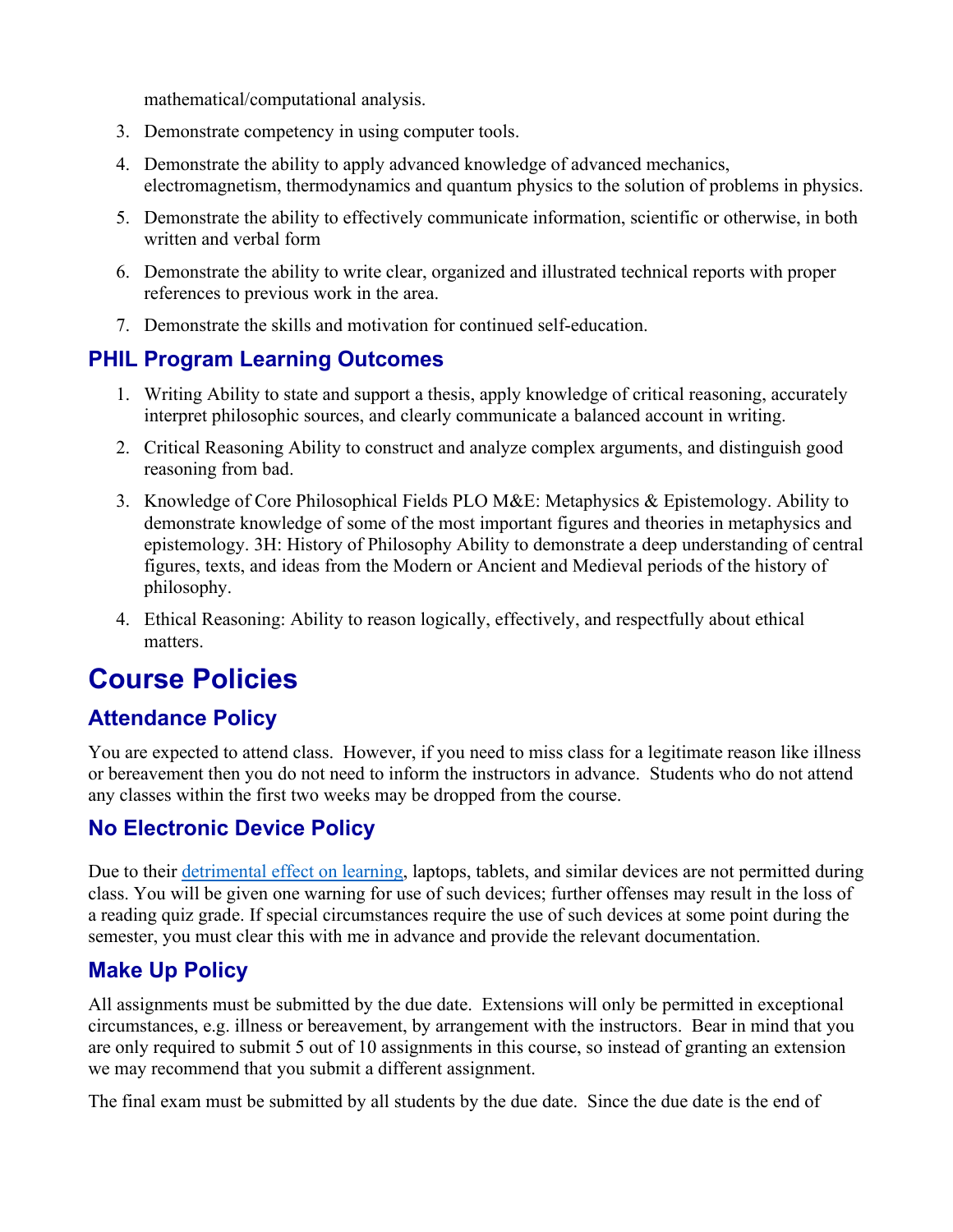mathematical/computational analysis.

3. Demonstrate competency in using computer tools.
4. Demonstrate the ability to apply advanced knowledge of advanced mechanics, electromagnetism, thermodynamics and quantum physics to the solution of problems in physics.
5. Demonstrate the ability to effectively communicate information, scientific or otherwise, in both written and verbal form
6. Demonstrate the ability to write clear, organized and illustrated technical reports with proper references to previous work in the area.
7. Demonstrate the skills and motivation for continued self-education.

## PHIL Program Learning Outcomes

1. Writing Ability to state and support a thesis, apply knowledge of critical reasoning, accurately interpret philosophic sources, and clearly communicate a balanced account in writing.
2. Critical Reasoning Ability to construct and analyze complex arguments, and distinguish good reasoning from bad.
3. Knowledge of Core Philosophical Fields PLO M&E: Metaphysics & Epistemology. Ability to demonstrate knowledge of some of the most important figures and theories in metaphysics and epistemology. 3H: History of Philosophy Ability to demonstrate a deep understanding of central figures, texts, and ideas from the Modern or Ancient and Medieval periods of the history of philosophy.
4. Ethical Reasoning: Ability to reason logically, effectively, and respectfully about ethical matters.

# Course Policies

## Attendance Policy

You are expected to attend class. However, if you need to miss class for a legitimate reason like illness or bereavement then you do not need to inform the instructors in advance. Students who do not attend any classes within the first two weeks may be dropped from the course.

## No Electronic Device Policy

Due to their detrimental effect on learning, laptops, tablets, and similar devices are not permitted during class. You will be given one warning for use of such devices; further offenses may result in the loss of a reading quiz grade. If special circumstances require the use of such devices at some point during the semester, you must clear this with me in advance and provide the relevant documentation.

## Make Up Policy

All assignments must be submitted by the due date. Extensions will only be permitted in exceptional circumstances, e.g. illness or bereavement, by arrangement with the instructors. Bear in mind that you are only required to submit 5 out of 10 assignments in this course, so instead of granting an extension we may recommend that you submit a different assignment.

The final exam must be submitted by all students by the due date. Since the due date is the end of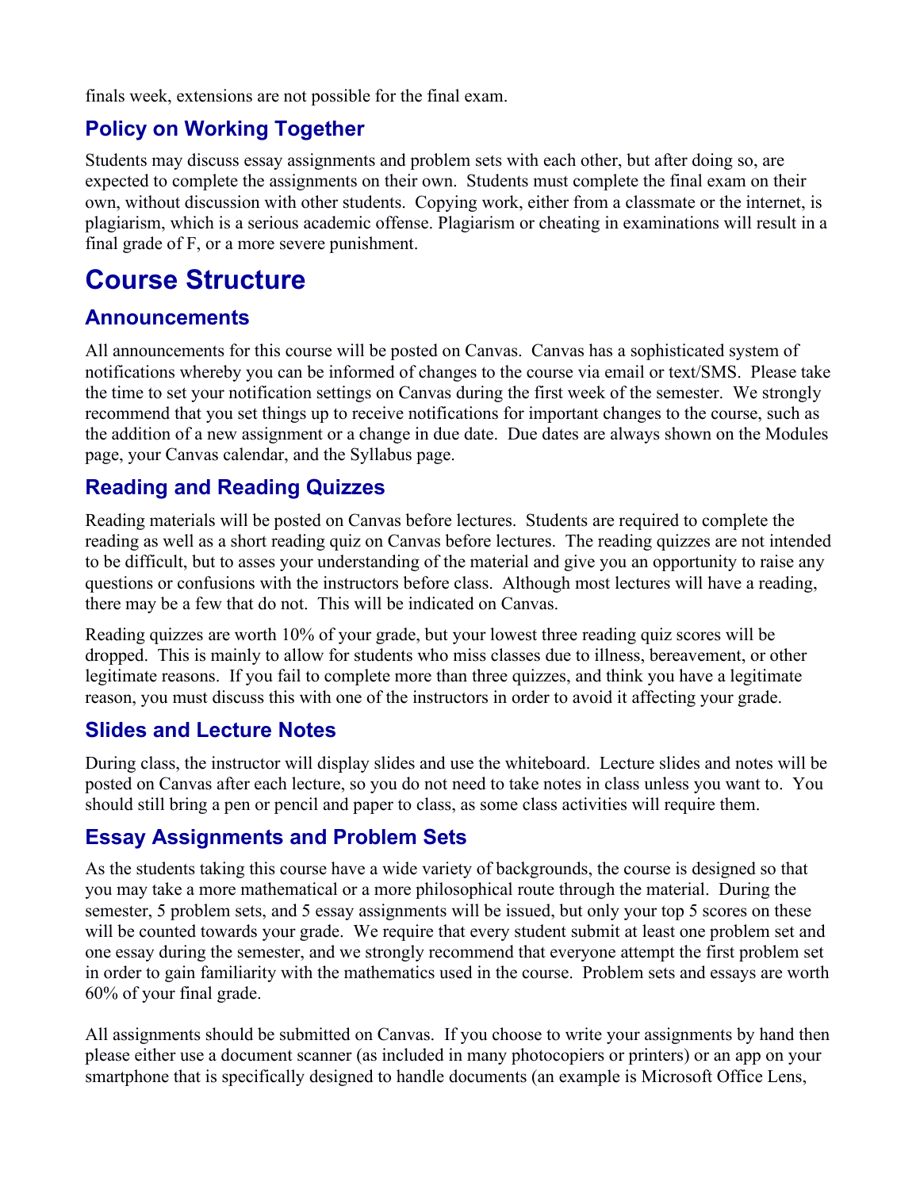finals week, extensions are not possible for the final exam.

### Policy on Working Together

Students may discuss essay assignments and problem sets with each other, but after doing so, are expected to complete the assignments on their own. Students must complete the final exam on their own, without discussion with other students. Copying work, either from a classmate or the internet, is plagiarism, which is a serious academic offense. Plagiarism or cheating in examinations will result in a final grade of F, or a more severe punishment.

## Course Structure

### Announcements

All announcements for this course will be posted on Canvas. Canvas has a sophisticated system of notifications whereby you can be informed of changes to the course via email or text/SMS. Please take the time to set your notification settings on Canvas during the first week of the semester. We strongly recommend that you set things up to receive notifications for important changes to the course, such as the addition of a new assignment or a change in due date. Due dates are always shown on the Modules page, your Canvas calendar, and the Syllabus page.

### Reading and Reading Quizzes

Reading materials will be posted on Canvas before lectures. Students are required to complete the reading as well as a short reading quiz on Canvas before lectures. The reading quizzes are not intended to be difficult, but to asses your understanding of the material and give you an opportunity to raise any questions or confusions with the instructors before class. Although most lectures will have a reading, there may be a few that do not. This will be indicated on Canvas.

Reading quizzes are worth 10% of your grade, but your lowest three reading quiz scores will be dropped. This is mainly to allow for students who miss classes due to illness, bereavement, or other legitimate reasons. If you fail to complete more than three quizzes, and think you have a legitimate reason, you must discuss this with one of the instructors in order to avoid it affecting your grade.

### Slides and Lecture Notes

During class, the instructor will display slides and use the whiteboard. Lecture slides and notes will be posted on Canvas after each lecture, so you do not need to take notes in class unless you want to. You should still bring a pen or pencil and paper to class, as some class activities will require them.

### Essay Assignments and Problem Sets

As the students taking this course have a wide variety of backgrounds, the course is designed so that you may take a more mathematical or a more philosophical route through the material. During the semester, 5 problem sets, and 5 essay assignments will be issued, but only your top 5 scores on these will be counted towards your grade. We require that every student submit at least one problem set and one essay during the semester, and we strongly recommend that everyone attempt the first problem set in order to gain familiarity with the mathematics used in the course. Problem sets and essays are worth 60% of your final grade.

All assignments should be submitted on Canvas. If you choose to write your assignments by hand then please either use a document scanner (as included in many photocopiers or printers) or an app on your smartphone that is specifically designed to handle documents (an example is Microsoft Office Lens,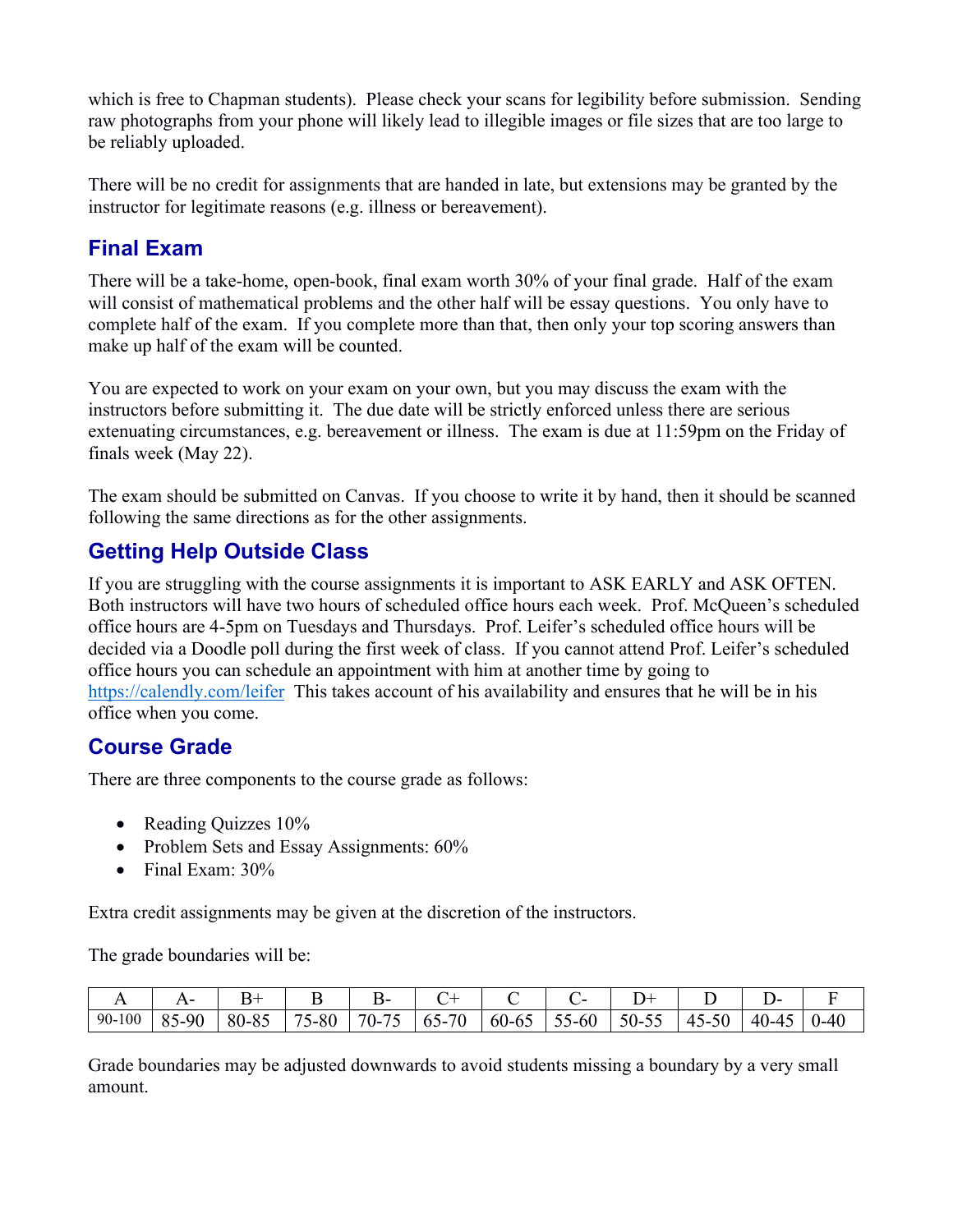which is free to Chapman students). Please check your scans for legibility before submission. Sending raw photographs from your phone will likely lead to illegible images or file sizes that are too large to be reliably uploaded.

There will be no credit for assignments that are handed in late, but extensions may be granted by the instructor for legitimate reasons (e.g. illness or bereavement).

## Final Exam

There will be a take-home, open-book, final exam worth 30% of your final grade. Half of the exam will consist of mathematical problems and the other half will be essay questions. You only have to complete half of the exam. If you complete more than that, then only your top scoring answers than make up half of the exam will be counted.

You are expected to work on your exam on your own, but you may discuss the exam with the instructors before submitting it. The due date will be strictly enforced unless there are serious extenuating circumstances, e.g. bereavement or illness. The exam is due at 11:59pm on the Friday of finals week (May 22).

The exam should be submitted on Canvas. If you choose to write it by hand, then it should be scanned following the same directions as for the other assignments.

## Getting Help Outside Class

If you are struggling with the course assignments it is important to ASK EARLY and ASK OFTEN. Both instructors will have two hours of scheduled office hours each week. Prof. McQueen's scheduled office hours are 4-5pm on Tuesdays and Thursdays. Prof. Leifer's scheduled office hours will be decided via a Doodle poll during the first week of class. If you cannot attend Prof. Leifer's scheduled office hours you can schedule an appointment with him at another time by going to https://calendly.com/leifer This takes account of his availability and ensures that he will be in his office when you come.

## Course Grade

There are three components to the course grade as follows:

- Reading Quizzes 10%
- Problem Sets and Essay Assignments: 60%
- Final Exam: 30%

Extra credit assignments may be given at the discretion of the instructors.

The grade boundaries will be:

| A | A- | B+ | B | B- | C+ | C | C- | D+ | D | D- | F |
|---|---|---|---|---|---|---|---|---|---|---|---|
| 90-100 | 85-90 | 80-85 | 75-80 | 70-75 | 65-70 | 60-65 | 55-60 | 50-55 | 45-50 | 40-45 | 0-40 |

Grade boundaries may be adjusted downwards to avoid students missing a boundary by a very small amount.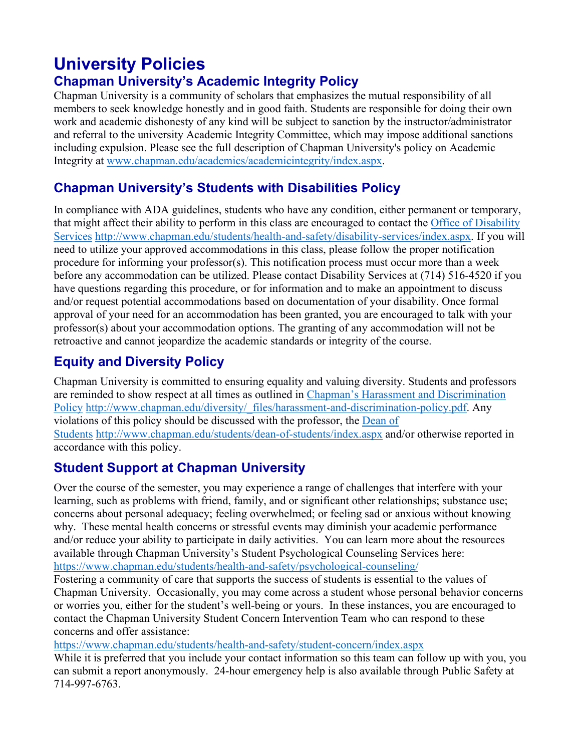# University Policies

## Chapman University's Academic Integrity Policy

Chapman University is a community of scholars that emphasizes the mutual responsibility of all members to seek knowledge honestly and in good faith. Students are responsible for doing their own work and academic dishonesty of any kind will be subject to sanction by the instructor/administrator and referral to the university Academic Integrity Committee, which may impose additional sanctions including expulsion. Please see the full description of Chapman University's policy on Academic Integrity at [www.chapman.edu/academics/academicintegrity/index.aspx](www.chapman.edu/academics/academicintegrity/index.aspx).

## Chapman University's Students with Disabilities Policy

In compliance with ADA guidelines, students who have any condition, either permanent or temporary, that might affect their ability to perform in this class are encouraged to contact the [Office of Disability Services](http://www.chapman.edu/students/health-and-safety/disability-services/index.aspx) http://www.chapman.edu/students/health-and-safety/disability-services/index.aspx. If you will need to utilize your approved accommodations in this class, please follow the proper notification procedure for informing your professor(s). This notification process must occur more than a week before any accommodation can be utilized. Please contact Disability Services at (714) 516-4520 if you have questions regarding this procedure, or for information and to make an appointment to discuss and/or request potential accommodations based on documentation of your disability. Once formal approval of your need for an accommodation has been granted, you are encouraged to talk with your professor(s) about your accommodation options. The granting of any accommodation will not be retroactive and cannot jeopardize the academic standards or integrity of the course.

## Equity and Diversity Policy

Chapman University is committed to ensuring equality and valuing diversity. Students and professors are reminded to show respect at all times as outlined in [Chapman's Harassment and Discrimination Policy](http://www.chapman.edu/diversity/_files/harassment-and-discrimination-policy.pdf) http://www.chapman.edu/diversity/_files/harassment-and-discrimination-policy.pdf. Any violations of this policy should be discussed with the professor, the [Dean of Students](http://www.chapman.edu/students/dean-of-students/index.aspx) http://www.chapman.edu/students/dean-of-students/index.aspx and/or otherwise reported in accordance with this policy.

## Student Support at Chapman University

Over the course of the semester, you may experience a range of challenges that interfere with your learning, such as problems with friend, family, and or significant other relationships; substance use; concerns about personal adequacy; feeling overwhelmed; or feeling sad or anxious without knowing why. These mental health concerns or stressful events may diminish your academic performance and/or reduce your ability to participate in daily activities. You can learn more about the resources available through Chapman University's Student Psychological Counseling Services here: [https://www.chapman.edu/students/health-and-safety/psychological-counseling/](https://www.chapman.edu/students/health-and-safety/psychological-counseling/)

Fostering a community of care that supports the success of students is essential to the values of Chapman University. Occasionally, you may come across a student whose personal behavior concerns or worries you, either for the student's well-being or yours. In these instances, you are encouraged to contact the Chapman University Student Concern Intervention Team who can respond to these concerns and offer assistance:

[https://www.chapman.edu/students/health-and-safety/student-concern/index.aspx](https://www.chapman.edu/students/health-and-safety/student-concern/index.aspx)

While it is preferred that you include your contact information so this team can follow up with you, you can submit a report anonymously. 24-hour emergency help is also available through Public Safety at 714-997-6763.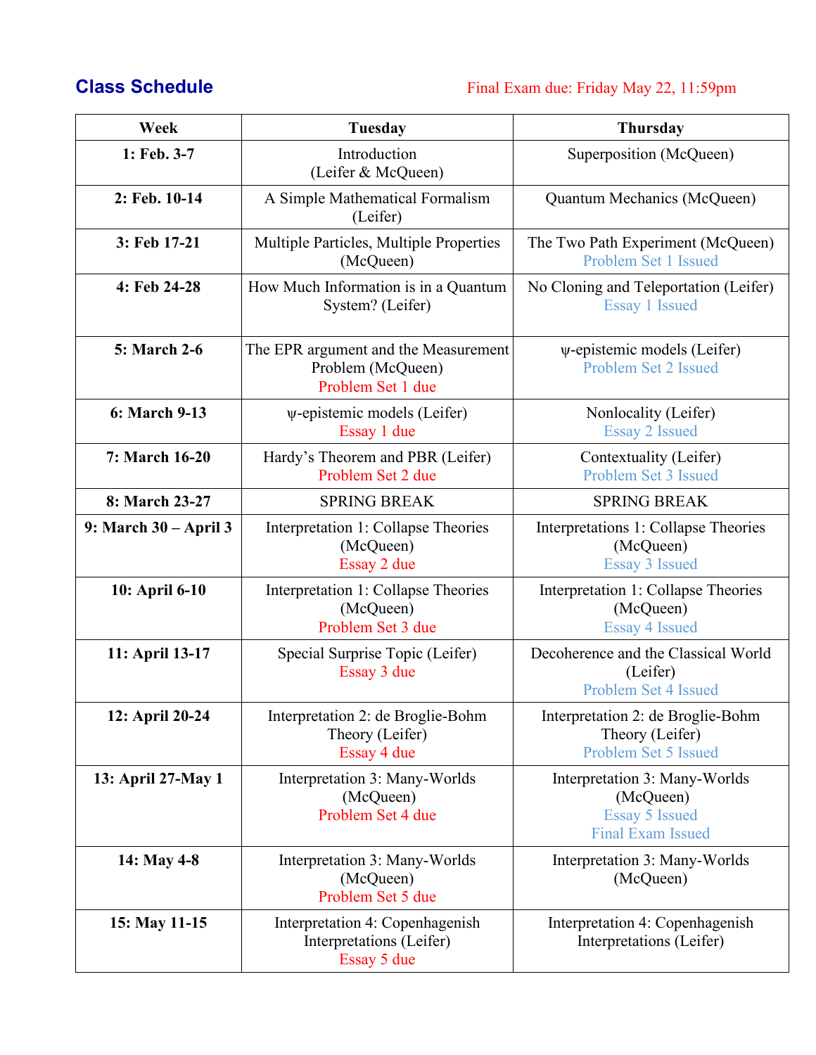## Class Schedule

Final Exam due: Friday May 22, 11:59pm

| Week | Tuesday | Thursday |
|---|---|---|
| **1: Feb. 3-7** | Introduction (Leifer & McQueen) | Superposition (McQueen) |
| **2: Feb. 10-14** | A Simple Mathematical Formalism (Leifer) | Quantum Mechanics (McQueen) |
| **3: Feb 17-21** | Multiple Particles, Multiple Properties (McQueen) | The Two Path Experiment (McQueen) Problem Set 1 Issued |
| **4: Feb 24-28** | How Much Information is in a Quantum System? (Leifer) | No Cloning and Teleportation (Leifer) Essay 1 Issued |
| **5: March 2-6** | The EPR argument and the Measurement Problem (McQueen) Problem Set 1 due | ψ-epistemic models (Leifer) Problem Set 2 Issued |
| **6: March 9-13** | ψ-epistemic models (Leifer) Essay 1 due | Nonlocality (Leifer) Essay 2 Issued |
| **7: March 16-20** | Hardy's Theorem and PBR (Leifer) Problem Set 2 due | Contextuality (Leifer) Problem Set 3 Issued |
| **8: March 23-27** | SPRING BREAK | SPRING BREAK |
| **9: March 30 – April 3** | Interpretation 1: Collapse Theories (McQueen) Essay 2 due | Interpretations 1: Collapse Theories (McQueen) Essay 3 Issued |
| **10: April 6-10** | Interpretation 1: Collapse Theories (McQueen) Problem Set 3 due | Interpretation 1: Collapse Theories (McQueen) Essay 4 Issued |
| **11: April 13-17** | Special Surprise Topic (Leifer) Essay 3 due | Decoherence and the Classical World (Leifer) Problem Set 4 Issued |
| **12: April 20-24** | Interpretation 2: de Broglie-Bohm Theory (Leifer) Essay 4 due | Interpretation 2: de Broglie-Bohm Theory (Leifer) Problem Set 5 Issued |
| **13: April 27-May 1** | Interpretation 3: Many-Worlds (McQueen) Problem Set 4 due | Interpretation 3: Many-Worlds (McQueen) Essay 5 Issued Final Exam Issued |
| **14: May 4-8** | Interpretation 3: Many-Worlds (McQueen) Problem Set 5 due | Interpretation 3: Many-Worlds (McQueen) |
| **15: May 11-15** | Interpretation 4: Copenhagenish Interpretations (Leifer) Essay 5 due | Interpretation 4: Copenhagenish Interpretations (Leifer) |